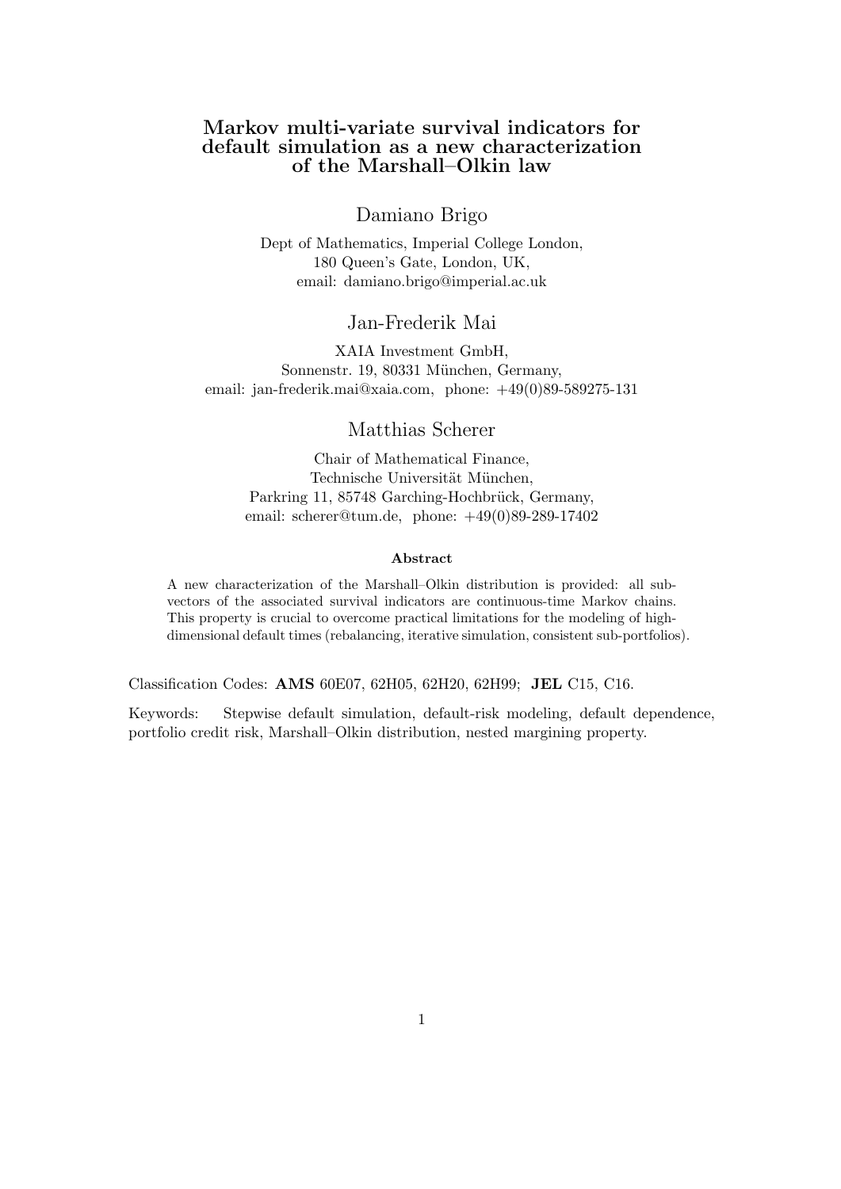# Markov multi-variate survival indicators for default simulation as a new characterization of the Marshall–Olkin law

Damiano Brigo

Dept of Mathematics, Imperial College London,
180 Queen's Gate, London, UK,
email: damiano.brigo@imperial.ac.uk

Jan-Frederik Mai

XAIA Investment GmbH,
Sonnenstr. 19, 80331 München, Germany,
email: jan-frederik.mai@xaia.com, phone: +49(0)89-589275-131

Matthias Scherer

Chair of Mathematical Finance,
Technische Universität München,
Parkring 11, 85748 Garching-Hochbrück, Germany,
email: scherer@tum.de, phone: +49(0)89-289-17402

**Abstract**

A new characterization of the Marshall–Olkin distribution is provided: all subvectors of the associated survival indicators are continuous-time Markov chains. This property is crucial to overcome practical limitations for the modeling of high-dimensional default times (rebalancing, iterative simulation, consistent sub-portfolios).

Classification Codes: **AMS** 60E07, 62H05, 62H20, 62H99; **JEL** C15, C16.

Keywords: Stepwise default simulation, default-risk modeling, default dependence, portfolio credit risk, Marshall–Olkin distribution, nested margining property.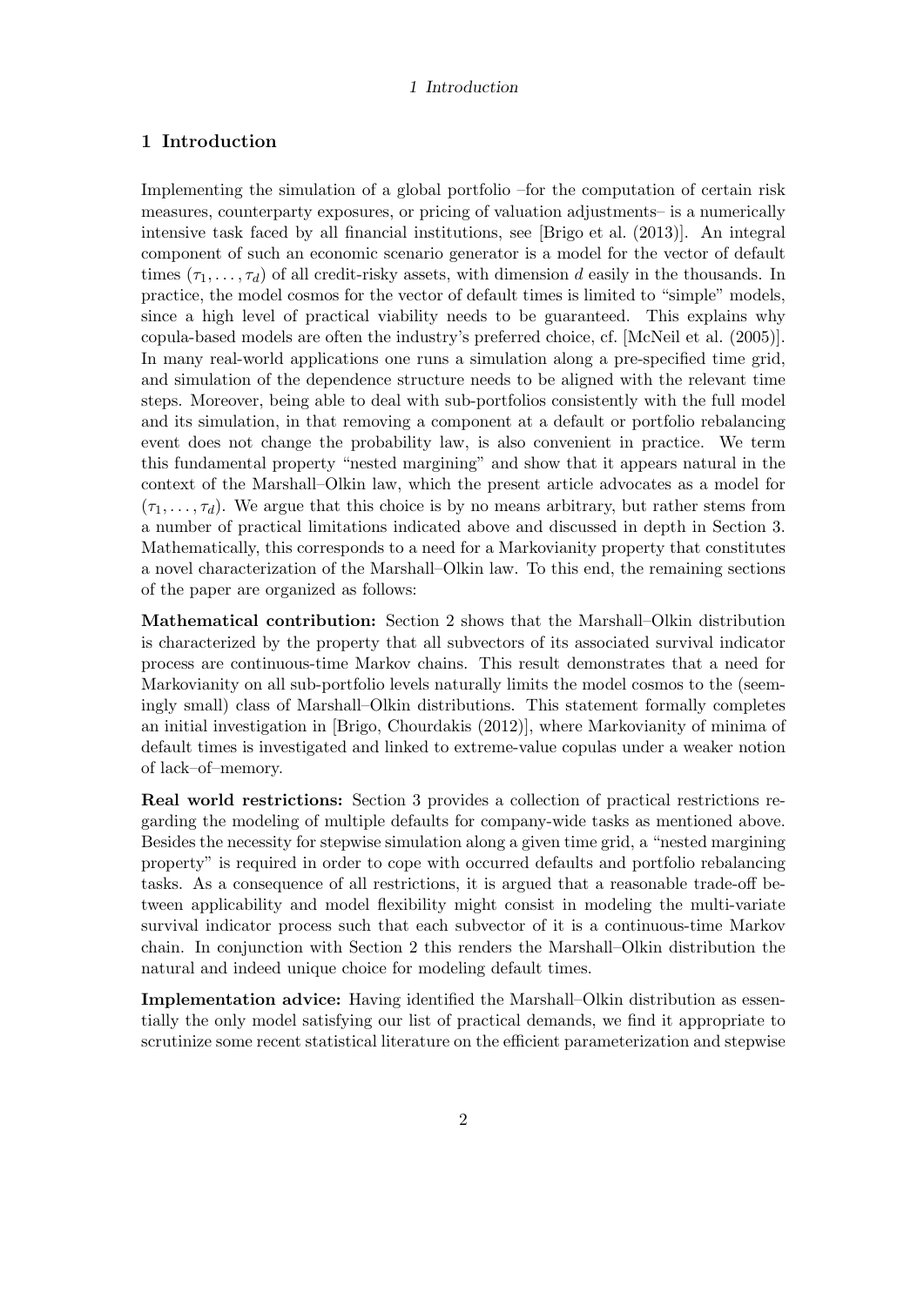# 1 Introduction

Implementing the simulation of a global portfolio –for the computation of certain risk measures, counterparty exposures, or pricing of valuation adjustments– is a numerically intensive task faced by all financial institutions, see [Brigo et al. (2013)]. An integral component of such an economic scenario generator is a model for the vector of default times $(\tau_1, \ldots, \tau_d)$ of all credit-risky assets, with dimension $d$ easily in the thousands. In practice, the model cosmos for the vector of default times is limited to "simple" models, since a high level of practical viability needs to be guaranteed. This explains why copula-based models are often the industry's preferred choice, cf. [McNeil et al. (2005)]. In many real-world applications one runs a simulation along a pre-specified time grid, and simulation of the dependence structure needs to be aligned with the relevant time steps. Moreover, being able to deal with sub-portfolios consistently with the full model and its simulation, in that removing a component at a default or portfolio rebalancing event does not change the probability law, is also convenient in practice. We term this fundamental property "nested margining" and show that it appears natural in the context of the Marshall–Olkin law, which the present article advocates as a model for $(\tau_1, \ldots, \tau_d)$. We argue that this choice is by no means arbitrary, but rather stems from a number of practical limitations indicated above and discussed in depth in Section 3. Mathematically, this corresponds to a need for a Markovianity property that constitutes a novel characterization of the Marshall–Olkin law. To this end, the remaining sections of the paper are organized as follows:

**Mathematical contribution:** Section 2 shows that the Marshall–Olkin distribution is characterized by the property that all subvectors of its associated survival indicator process are continuous-time Markov chains. This result demonstrates that a need for Markovianity on all sub-portfolio levels naturally limits the model cosmos to the (seemingly small) class of Marshall–Olkin distributions. This statement formally completes an initial investigation in [Brigo, Chourdakis (2012)], where Markovianity of minima of default times is investigated and linked to extreme-value copulas under a weaker notion of lack–of–memory.

**Real world restrictions:** Section 3 provides a collection of practical restrictions regarding the modeling of multiple defaults for company-wide tasks as mentioned above. Besides the necessity for stepwise simulation along a given time grid, a "nested margining property" is required in order to cope with occurred defaults and portfolio rebalancing tasks. As a consequence of all restrictions, it is argued that a reasonable trade-off between applicability and model flexibility might consist in modeling the multi-variate survival indicator process such that each subvector of it is a continuous-time Markov chain. In conjunction with Section 2 this renders the Marshall–Olkin distribution the natural and indeed unique choice for modeling default times.

**Implementation advice:** Having identified the Marshall–Olkin distribution as essentially the only model satisfying our list of practical demands, we find it appropriate to scrutinize some recent statistical literature on the efficient parameterization and stepwise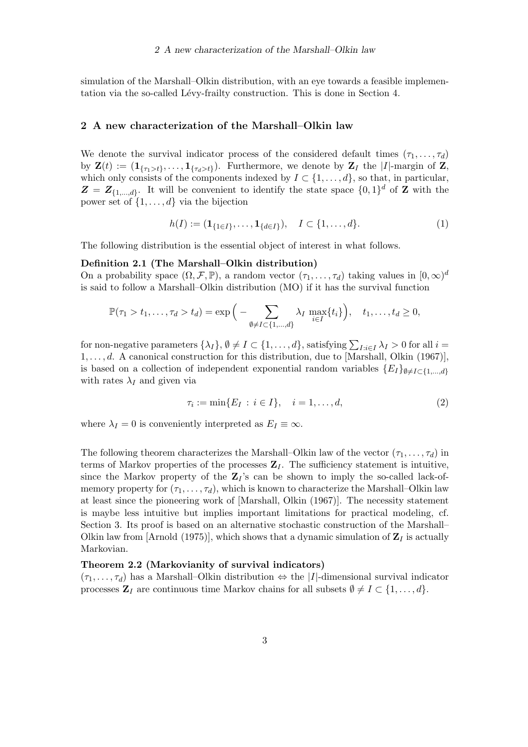simulation of the Marshall–Olkin distribution, with an eye towards a feasible implementation via the so-called Lévy-frailty construction. This is done in Section 4.

## 2 A new characterization of the Marshall–Olkin law

We denote the survival indicator process of the considered default times $(\tau_1, \ldots, \tau_d)$ by $\mathbf{Z}(t) := (\mathbf{1}_{\{\tau_1 > t\}}, \ldots, \mathbf{1}_{\{\tau_d > t\}})$. Furthermore, we denote by $\mathbf{Z}_I$ the $|I|$-margin of $\mathbf{Z}$, which only consists of the components indexed by $I \subset \{1, \ldots, d\}$, so that, in particular, $\boldsymbol{Z} = \boldsymbol{Z}_{\{1,\ldots,d\}}$. It will be convenient to identify the state space $\{0,1\}^d$ of $\mathbf{Z}$ with the power set of $\{1, \ldots, d\}$ via the bijection

$$h(I) := (\mathbf{1}_{\{1 \in I\}}, \ldots, \mathbf{1}_{\{d \in I\}}), \quad I \subset \{1, \ldots, d\}. \tag{1}$$

The following distribution is the essential object of interest in what follows.

**Definition 2.1 (The Marshall–Olkin distribution)**
On a probability space $(\Omega, \mathcal{F}, \mathbb{P})$, a random vector $(\tau_1, \ldots, \tau_d)$ taking values in $[0, \infty)^d$ is said to follow a Marshall–Olkin distribution (MO) if it has the survival function

$$\mathbb{P}(\tau_1 > t_1, \ldots, \tau_d > t_d) = \exp\Big( - \sum_{\emptyset \neq I \subset \{1,\ldots,d\}} \lambda_I \max_{i \in I}\{t_i\}\Big), \quad t_1, \ldots, t_d \geq 0,$$

for non-negative parameters $\{\lambda_I\}$, $\emptyset \neq I \subset \{1, \ldots, d\}$, satisfying $\sum_{I: i \in I} \lambda_I > 0$ for all $i = 1, \ldots, d$. A canonical construction for this distribution, due to [Marshall, Olkin (1967)], is based on a collection of independent exponential random variables $\{E_I\}_{\emptyset \neq I \subset \{1,\ldots,d\}}$ with rates $\lambda_I$ and given via

$$\tau_i := \min\{E_I \,:\, i \in I\}, \quad i = 1, \ldots, d, \tag{2}$$

where $\lambda_I = 0$ is conveniently interpreted as $E_I \equiv \infty$.

The following theorem characterizes the Marshall–Olkin law of the vector $(\tau_1, \ldots, \tau_d)$ in terms of Markov properties of the processes $\mathbf{Z}_I$. The sufficiency statement is intuitive, since the Markov property of the $\mathbf{Z}_I$'s can be shown to imply the so-called lack-of-memory property for $(\tau_1, \ldots, \tau_d)$, which is known to characterize the Marshall–Olkin law at least since the pioneering work of [Marshall, Olkin (1967)]. The necessity statement is maybe less intuitive but implies important limitations for practical modeling, cf. Section 3. Its proof is based on an alternative stochastic construction of the Marshall–Olkin law from [Arnold (1975)], which shows that a dynamic simulation of $\mathbf{Z}_I$ is actually Markovian.

**Theorem 2.2 (Markovianity of survival indicators)**
$(\tau_1, \ldots, \tau_d)$ has a Marshall–Olkin distribution $\Leftrightarrow$ the $|I|$-dimensional survival indicator processes $\mathbf{Z}_I$ are continuous time Markov chains for all subsets $\emptyset \neq I \subset \{1, \ldots, d\}$.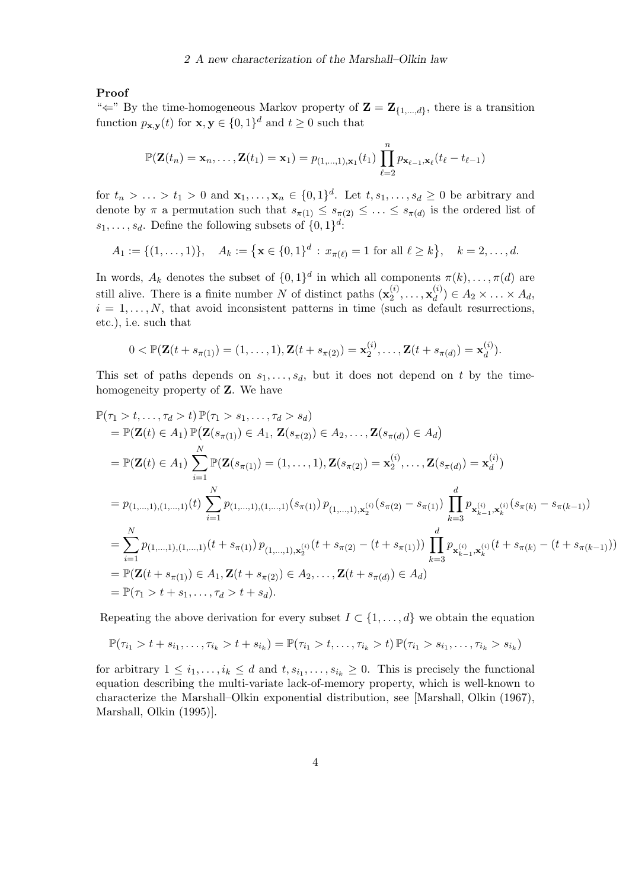**Proof**

"⇐" By the time-homogeneous Markov property of $\mathbf{Z} = \mathbf{Z}_{\{1,\ldots,d\}}$, there is a transition function $p_{\mathbf{x},\mathbf{y}}(t)$ for $\mathbf{x}, \mathbf{y} \in \{0,1\}^d$ and $t \geq 0$ such that

$$\mathbb{P}(\mathbf{Z}(t_n) = \mathbf{x}_n, \ldots, \mathbf{Z}(t_1) = \mathbf{x}_1) = p_{(1,\ldots,1),\mathbf{x}_1}(t_1) \prod_{\ell=2}^{n} p_{\mathbf{x}_{\ell-1},\mathbf{x}_\ell}(t_\ell - t_{\ell-1})$$

for $t_n > \ldots > t_1 > 0$ and $\mathbf{x}_1, \ldots, \mathbf{x}_n \in \{0,1\}^d$. Let $t, s_1, \ldots, s_d \geq 0$ be arbitrary and denote by $\pi$ a permutation such that $s_{\pi(1)} \leq s_{\pi(2)} \leq \ldots \leq s_{\pi(d)}$ is the ordered list of $s_1, \ldots, s_d$. Define the following subsets of $\{0,1\}^d$:

$$A_1 := \{(1,\ldots,1)\}, \quad A_k := \big\{\mathbf{x} \in \{0,1\}^d \,:\, x_{\pi(\ell)} = 1 \text{ for all } \ell \geq k\big\}, \quad k = 2, \ldots, d.$$

In words, $A_k$ denotes the subset of $\{0,1\}^d$ in which all components $\pi(k), \ldots, \pi(d)$ are still alive. There is a finite number $N$ of distinct paths $(\mathbf{x}_2^{(i)}, \ldots, \mathbf{x}_d^{(i)}) \in A_2 \times \ldots \times A_d$, $i = 1, \ldots, N$, that avoid inconsistent patterns in time (such as default resurrections, etc.), i.e. such that

$$0 < \mathbb{P}(\mathbf{Z}(t + s_{\pi(1)}) = (1,\ldots,1), \mathbf{Z}(t + s_{\pi(2)}) = \mathbf{x}_2^{(i)}, \ldots, \mathbf{Z}(t + s_{\pi(d)}) = \mathbf{x}_d^{(i)}).$$

This set of paths depends on $s_1, \ldots, s_d$, but it does not depend on $t$ by the time-homogeneity property of $\mathbf{Z}$. We have

$$\begin{aligned}
&\mathbb{P}(\tau_1 > t, \ldots, \tau_d > t)\,\mathbb{P}(\tau_1 > s_1, \ldots, \tau_d > s_d) \\
&= \mathbb{P}(\mathbf{Z}(t) \in A_1)\,\mathbb{P}\big(\mathbf{Z}(s_{\pi(1)}) \in A_1, \,\mathbf{Z}(s_{\pi(2)}) \in A_2, \ldots, \mathbf{Z}(s_{\pi(d)}) \in A_d\big) \\
&= \mathbb{P}(\mathbf{Z}(t) \in A_1) \sum_{i=1}^{N} \mathbb{P}(\mathbf{Z}(s_{\pi(1)}) = (1,\ldots,1), \mathbf{Z}(s_{\pi(2)}) = \mathbf{x}_2^{(i)}, \ldots, \mathbf{Z}(s_{\pi(d)}) = \mathbf{x}_d^{(i)}) \\
&= p_{(1,\ldots,1),(1,\ldots,1)}(t) \sum_{i=1}^{N} p_{(1,\ldots,1),(1,\ldots,1)}(s_{\pi(1)})\, p_{(1,\ldots,1),\mathbf{x}_2^{(i)}}(s_{\pi(2)} - s_{\pi(1)}) \prod_{k=3}^{d} p_{\mathbf{x}_{k-1}^{(i)},\mathbf{x}_k^{(i)}}(s_{\pi(k)} - s_{\pi(k-1)}) \\
&= \sum_{i=1}^{N} p_{(1,\ldots,1),(1,\ldots,1)}(t + s_{\pi(1)})\, p_{(1,\ldots,1),\mathbf{x}_2^{(i)}}(t + s_{\pi(2)} - (t + s_{\pi(1)})) \prod_{k=3}^{d} p_{\mathbf{x}_{k-1}^{(i)},\mathbf{x}_k^{(i)}}(t + s_{\pi(k)} - (t + s_{\pi(k-1)})) \\
&= \mathbb{P}(\mathbf{Z}(t + s_{\pi(1)}) \in A_1, \mathbf{Z}(t + s_{\pi(2)}) \in A_2, \ldots, \mathbf{Z}(t + s_{\pi(d)}) \in A_d) \\
&= \mathbb{P}(\tau_1 > t + s_1, \ldots, \tau_d > t + s_d).
\end{aligned}$$

Repeating the above derivation for every subset $I \subset \{1, \ldots, d\}$ we obtain the equation

$$\mathbb{P}(\tau_{i_1} > t + s_{i_1}, \ldots, \tau_{i_k} > t + s_{i_k}) = \mathbb{P}(\tau_{i_1} > t, \ldots, \tau_{i_k} > t)\,\mathbb{P}(\tau_{i_1} > s_{i_1}, \ldots, \tau_{i_k} > s_{i_k})$$

for arbitrary $1 \leq i_1, \ldots, i_k \leq d$ and $t, s_{i_1}, \ldots, s_{i_k} \geq 0$. This is precisely the functional equation describing the multi-variate lack-of-memory property, which is well-known to characterize the Marshall–Olkin exponential distribution, see [Marshall, Olkin (1967), Marshall, Olkin (1995)].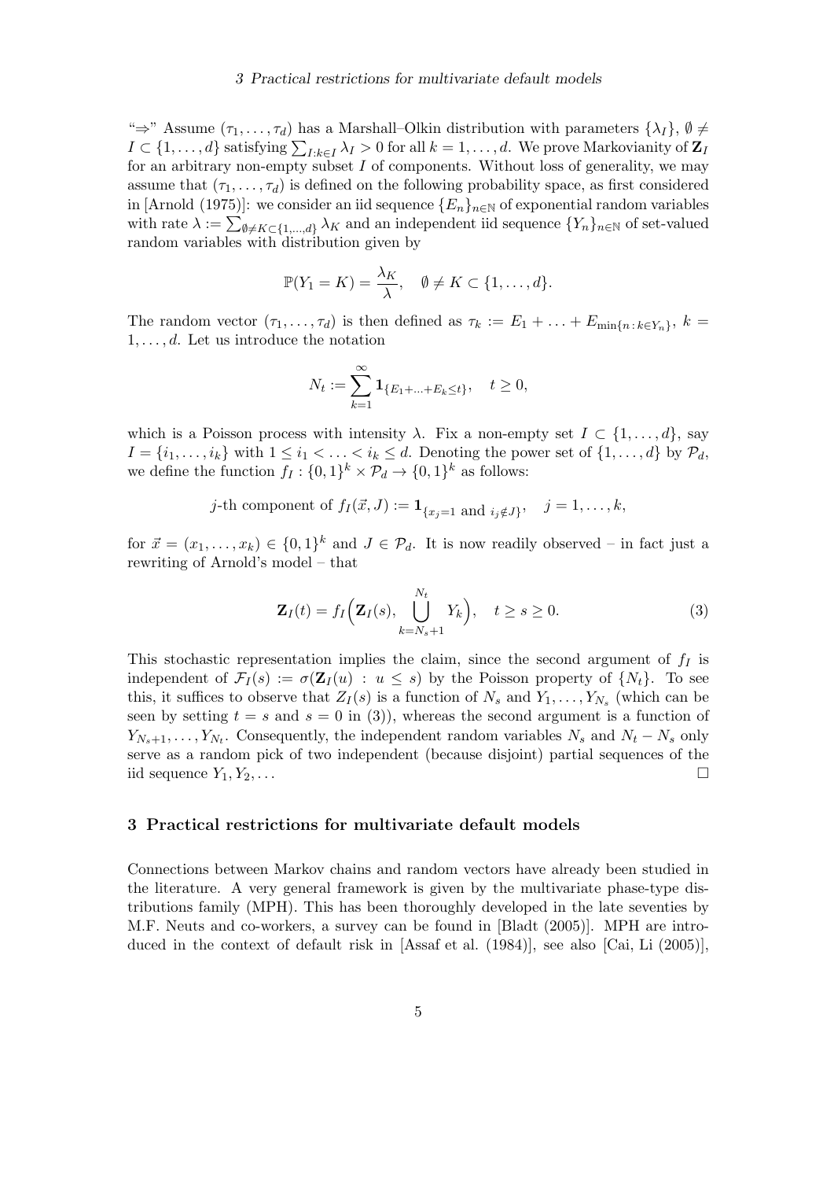"⇒" Assume $(\tau_1, \ldots, \tau_d)$ has a Marshall–Olkin distribution with parameters $\{\lambda_I\}$, $\emptyset \neq I \subset \{1, \ldots, d\}$ satisfying $\sum_{I: k \in I} \lambda_I > 0$ for all $k = 1, \ldots, d$. We prove Markovianity of $\mathbf{Z}_I$ for an arbitrary non-empty subset $I$ of components. Without loss of generality, we may assume that $(\tau_1, \ldots, \tau_d)$ is defined on the following probability space, as first considered in [Arnold (1975)]: we consider an iid sequence $\{E_n\}_{n \in \mathbb{N}}$ of exponential random variables with rate $\lambda := \sum_{\emptyset \neq K \subset \{1, \ldots, d\}} \lambda_K$ and an independent iid sequence $\{Y_n\}_{n \in \mathbb{N}}$ of set-valued random variables with distribution given by

$$\mathbb{P}(Y_1 = K) = \frac{\lambda_K}{\lambda}, \quad \emptyset \neq K \subset \{1, \ldots, d\}.$$

The random vector $(\tau_1, \ldots, \tau_d)$ is then defined as $\tau_k := E_1 + \ldots + E_{\min\{n \,:\, k \in Y_n\}}$, $k = 1, \ldots, d$. Let us introduce the notation

$$N_t := \sum_{k=1}^{\infty} \mathbf{1}_{\{E_1 + \ldots + E_k \leq t\}}, \quad t \geq 0,$$

which is a Poisson process with intensity $\lambda$. Fix a non-empty set $I \subset \{1, \ldots, d\}$, say $I = \{i_1, \ldots, i_k\}$ with $1 \leq i_1 < \ldots < i_k \leq d$. Denoting the power set of $\{1, \ldots, d\}$ by $\mathcal{P}_d$, we define the function $f_I : \{0,1\}^k \times \mathcal{P}_d \to \{0,1\}^k$ as follows:

$$j\text{-th component of } f_I(\vec{x}, J) := \mathbf{1}_{\{x_j = 1 \text{ and } i_j \notin J\}}, \quad j = 1, \ldots, k,$$

for $\vec{x} = (x_1, \ldots, x_k) \in \{0,1\}^k$ and $J \in \mathcal{P}_d$. It is now readily observed – in fact just a rewriting of Arnold's model – that

$$\mathbf{Z}_I(t) = f_I\Big(\mathbf{Z}_I(s), \bigcup_{k=N_s+1}^{N_t} Y_k\Big), \quad t \geq s \geq 0. \tag{3}$$

This stochastic representation implies the claim, since the second argument of $f_I$ is independent of $\mathcal{F}_I(s) := \sigma(\mathbf{Z}_I(u) \,:\, u \leq s)$ by the Poisson property of $\{N_t\}$. To see this, it suffices to observe that $Z_I(s)$ is a function of $N_s$ and $Y_1, \ldots, Y_{N_s}$ (which can be seen by setting $t = s$ and $s = 0$ in (3)), whereas the second argument is a function of $Y_{N_s+1}, \ldots, Y_{N_t}$. Consequently, the independent random variables $N_s$ and $N_t - N_s$ only serve as a random pick of two independent (because disjoint) partial sequences of the iid sequence $Y_1, Y_2, \ldots$ □

## 3 Practical restrictions for multivariate default models

Connections between Markov chains and random vectors have already been studied in the literature. A very general framework is given by the multivariate phase-type distributions family (MPH). This has been thoroughly developed in the late seventies by M.F. Neuts and co-workers, a survey can be found in [Bladt (2005)]. MPH are introduced in the context of default risk in [Assaf et al. (1984)], see also [Cai, Li (2005)],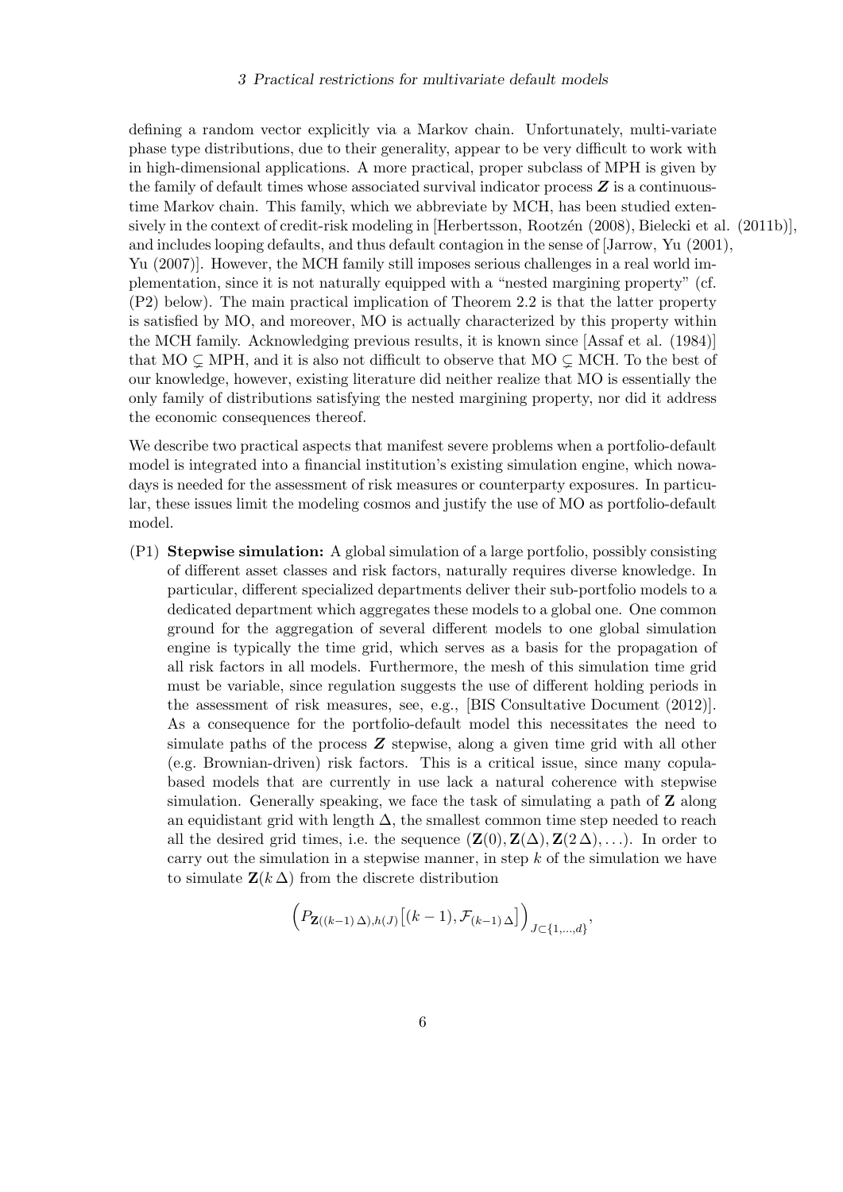defining a random vector explicitly via a Markov chain. Unfortunately, multi-variate phase type distributions, due to their generality, appear to be very difficult to work with in high-dimensional applications. A more practical, proper subclass of MPH is given by the family of default times whose associated survival indicator process $\boldsymbol{Z}$ is a continuous-time Markov chain. This family, which we abbreviate by MCH, has been studied extensively in the context of credit-risk modeling in [Herbertsson, Rootzén (2008), Bielecki et al. (2011b)], and includes looping defaults, and thus default contagion in the sense of [Jarrow, Yu (2001), Yu (2007)]. However, the MCH family still imposes serious challenges in a real world implementation, since it is not naturally equipped with a "nested margining property" (cf. (P2) below). The main practical implication of Theorem 2.2 is that the latter property is satisfied by MO, and moreover, MO is actually characterized by this property within the MCH family. Acknowledging previous results, it is known since [Assaf et al. (1984)] that MO $\subsetneq$ MPH, and it is also not difficult to observe that MO $\subsetneq$ MCH. To the best of our knowledge, however, existing literature did neither realize that MO is essentially the only family of distributions satisfying the nested margining property, nor did it address the economic consequences thereof.

We describe two practical aspects that manifest severe problems when a portfolio-default model is integrated into a financial institution's existing simulation engine, which nowadays is needed for the assessment of risk measures or counterparty exposures. In particular, these issues limit the modeling cosmos and justify the use of MO as portfolio-default model.

(P1) **Stepwise simulation:** A global simulation of a large portfolio, possibly consisting of different asset classes and risk factors, naturally requires diverse knowledge. In particular, different specialized departments deliver their sub-portfolio models to a dedicated department which aggregates these models to a global one. One common ground for the aggregation of several different models to one global simulation engine is typically the time grid, which serves as a basis for the propagation of all risk factors in all models. Furthermore, the mesh of this simulation time grid must be variable, since regulation suggests the use of different holding periods in the assessment of risk measures, see, e.g., [BIS Consultative Document (2012)]. As a consequence for the portfolio-default model this necessitates the need to simulate paths of the process $\boldsymbol{Z}$ stepwise, along a given time grid with all other (e.g. Brownian-driven) risk factors. This is a critical issue, since many copula-based models that are currently in use lack a natural coherence with stepwise simulation. Generally speaking, we face the task of simulating a path of $\mathbf{Z}$ along an equidistant grid with length $\Delta$, the smallest common time step needed to reach all the desired grid times, i.e. the sequence $(\mathbf{Z}(0), \mathbf{Z}(\Delta), \mathbf{Z}(2\,\Delta), \ldots)$. In order to carry out the simulation in a stepwise manner, in step $k$ of the simulation we have to simulate $\mathbf{Z}(k\,\Delta)$ from the discrete distribution

$$\Big(P_{\mathbf{Z}((k-1)\,\Delta),h(J)}\big[(k-1), \mathcal{F}_{(k-1)\,\Delta}\big]\Big)_{J\subset\{1,\ldots,d\}},$$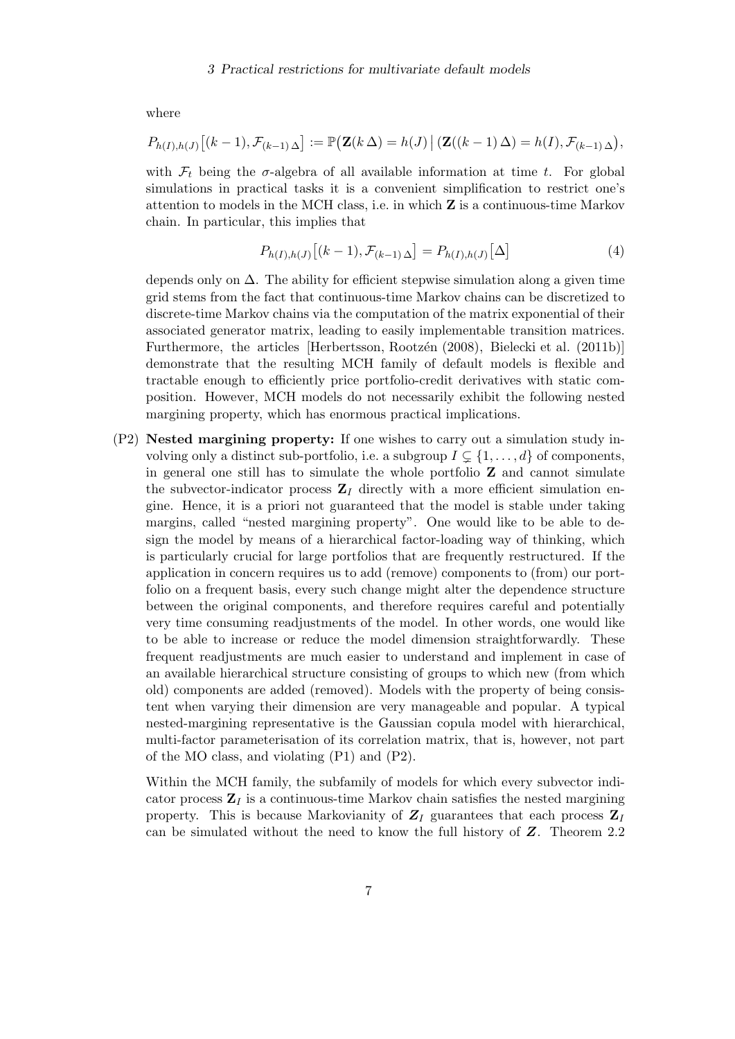where

$$P_{h(I),h(J)}\big[(k-1),\mathcal{F}_{(k-1)\,\Delta}\big] := \mathbb{P}\big(\mathbf{Z}(k\,\Delta)=h(J)\,\big|\,(\mathbf{Z}((k-1)\,\Delta)=h(I),\mathcal{F}_{(k-1)\,\Delta}\big),$$

with $\mathcal{F}_t$ being the $\sigma$-algebra of all available information at time $t$. For global simulations in practical tasks it is a convenient simplification to restrict one's attention to models in the MCH class, i.e. in which $\mathbf{Z}$ is a continuous-time Markov chain. In particular, this implies that

$$P_{h(I),h(J)}\big[(k-1),\mathcal{F}_{(k-1)\,\Delta}\big] = P_{h(I),h(J)}\big[\Delta\big] \tag{4}$$

depends only on $\Delta$. The ability for efficient stepwise simulation along a given time grid stems from the fact that continuous-time Markov chains can be discretized to discrete-time Markov chains via the computation of the matrix exponential of their associated generator matrix, leading to easily implementable transition matrices. Furthermore, the articles [Herbertsson, Rootzén (2008), Bielecki et al. (2011b)] demonstrate that the resulting MCH family of default models is flexible and tractable enough to efficiently price portfolio-credit derivatives with static composition. However, MCH models do not necessarily exhibit the following nested margining property, which has enormous practical implications.

(P2) **Nested margining property:** If one wishes to carry out a simulation study involving only a distinct sub-portfolio, i.e. a subgroup $I \subsetneq \{1,\ldots,d\}$ of components, in general one still has to simulate the whole portfolio $\mathbf{Z}$ and cannot simulate the subvector-indicator process $\mathbf{Z}_I$ directly with a more efficient simulation engine. Hence, it is a priori not guaranteed that the model is stable under taking margins, called "nested margining property". One would like to be able to design the model by means of a hierarchical factor-loading way of thinking, which is particularly crucial for large portfolios that are frequently restructured. If the application in concern requires us to add (remove) components to (from) our portfolio on a frequent basis, every such change might alter the dependence structure between the original components, and therefore requires careful and potentially very time consuming readjustments of the model. In other words, one would like to be able to increase or reduce the model dimension straightforwardly. These frequent readjustments are much easier to understand and implement in case of an available hierarchical structure consisting of groups to which new (from which old) components are added (removed). Models with the property of being consistent when varying their dimension are very manageable and popular. A typical nested-margining representative is the Gaussian copula model with hierarchical, multi-factor parameterisation of its correlation matrix, that is, however, not part of the MO class, and violating (P1) and (P2).

Within the MCH family, the subfamily of models for which every subvector indicator process $\mathbf{Z}_I$ is a continuous-time Markov chain satisfies the nested margining property. This is because Markovianity of $\boldsymbol{Z}_I$ guarantees that each process $\mathbf{Z}_I$ can be simulated without the need to know the full history of $\boldsymbol{Z}$. Theorem 2.2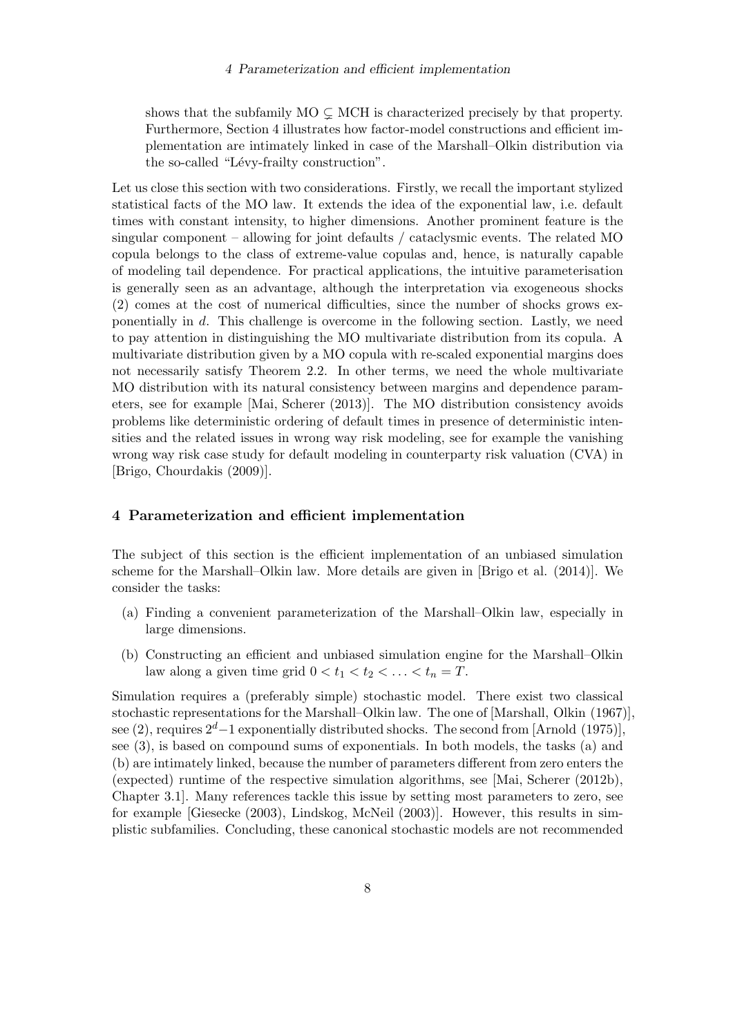shows that the subfamily MO $\subsetneq$ MCH is characterized precisely by that property. Furthermore, Section 4 illustrates how factor-model constructions and efficient implementation are intimately linked in case of the Marshall–Olkin distribution via the so-called "Lévy-frailty construction".

Let us close this section with two considerations. Firstly, we recall the important stylized statistical facts of the MO law. It extends the idea of the exponential law, i.e. default times with constant intensity, to higher dimensions. Another prominent feature is the singular component – allowing for joint defaults / cataclysmic events. The related MO copula belongs to the class of extreme-value copulas and, hence, is naturally capable of modeling tail dependence. For practical applications, the intuitive parameterisation is generally seen as an advantage, although the interpretation via exogeneous shocks (2) comes at the cost of numerical difficulties, since the number of shocks grows exponentially in $d$. This challenge is overcome in the following section. Lastly, we need to pay attention in distinguishing the MO multivariate distribution from its copula. A multivariate distribution given by a MO copula with re-scaled exponential margins does not necessarily satisfy Theorem 2.2. In other terms, we need the whole multivariate MO distribution with its natural consistency between margins and dependence parameters, see for example [Mai, Scherer (2013)]. The MO distribution consistency avoids problems like deterministic ordering of default times in presence of deterministic intensities and the related issues in wrong way risk modeling, see for example the vanishing wrong way risk case study for default modeling in counterparty risk valuation (CVA) in [Brigo, Chourdakis (2009)].

## 4 Parameterization and efficient implementation

The subject of this section is the efficient implementation of an unbiased simulation scheme for the Marshall–Olkin law. More details are given in [Brigo et al. (2014)]. We consider the tasks:

(a) Finding a convenient parameterization of the Marshall–Olkin law, especially in large dimensions.

(b) Constructing an efficient and unbiased simulation engine for the Marshall–Olkin law along a given time grid $0 < t_1 < t_2 < \ldots < t_n = T$.

Simulation requires a (preferably simple) stochastic model. There exist two classical stochastic representations for the Marshall–Olkin law. The one of [Marshall, Olkin (1967)], see (2), requires $2^d-1$ exponentially distributed shocks. The second from [Arnold (1975)], see (3), is based on compound sums of exponentials. In both models, the tasks (a) and (b) are intimately linked, because the number of parameters different from zero enters the (expected) runtime of the respective simulation algorithms, see [Mai, Scherer (2012b), Chapter 3.1]. Many references tackle this issue by setting most parameters to zero, see for example [Giesecke (2003), Lindskog, McNeil (2003)]. However, this results in simplistic subfamilies. Concluding, these canonical stochastic models are not recommended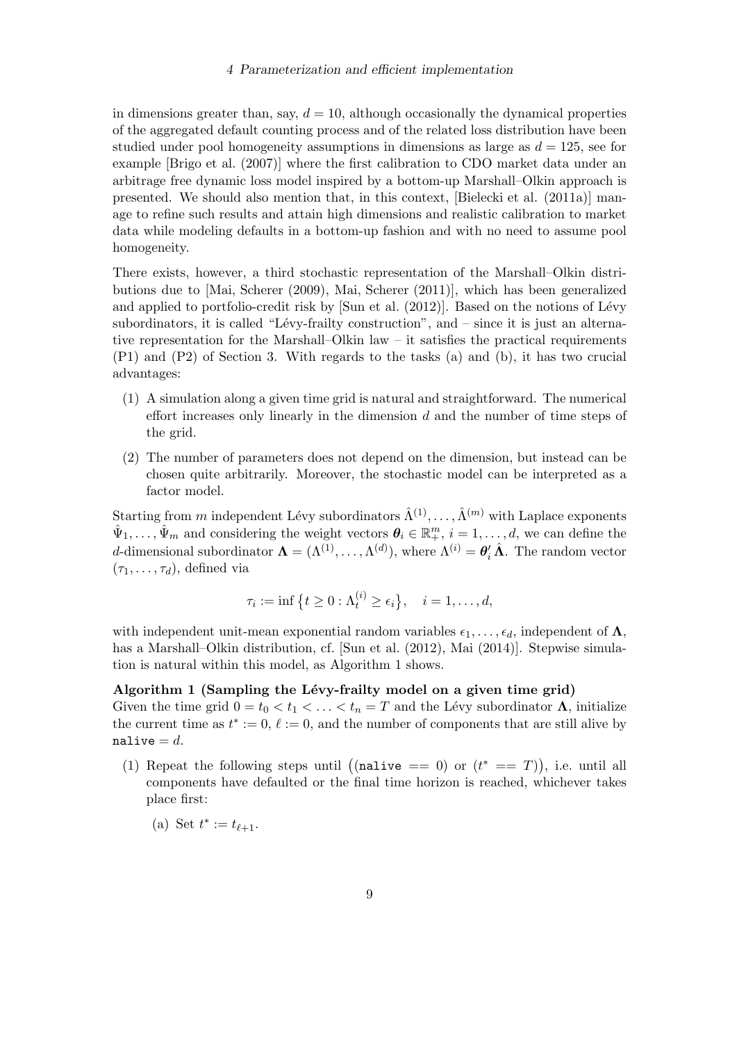in dimensions greater than, say, $d = 10$, although occasionally the dynamical properties of the aggregated default counting process and of the related loss distribution have been studied under pool homogeneity assumptions in dimensions as large as $d = 125$, see for example [Brigo et al. (2007)] where the first calibration to CDO market data under an arbitrage free dynamic loss model inspired by a bottom-up Marshall–Olkin approach is presented. We should also mention that, in this context, [Bielecki et al. (2011a)] manage to refine such results and attain high dimensions and realistic calibration to market data while modeling defaults in a bottom-up fashion and with no need to assume pool homogeneity.

There exists, however, a third stochastic representation of the Marshall–Olkin distributions due to [Mai, Scherer (2009), Mai, Scherer (2011)], which has been generalized and applied to portfolio-credit risk by [Sun et al. (2012)]. Based on the notions of Lévy subordinators, it is called "Lévy-frailty construction", and – since it is just an alternative representation for the Marshall–Olkin law – it satisfies the practical requirements (P1) and (P2) of Section 3. With regards to the tasks (a) and (b), it has two crucial advantages:

(1) A simulation along a given time grid is natural and straightforward. The numerical effort increases only linearly in the dimension $d$ and the number of time steps of the grid.

(2) The number of parameters does not depend on the dimension, but instead can be chosen quite arbitrarily. Moreover, the stochastic model can be interpreted as a factor model.

Starting from $m$ independent Lévy subordinators $\hat{\Lambda}^{(1)}, \ldots, \hat{\Lambda}^{(m)}$ with Laplace exponents $\hat{\Psi}_1, \ldots, \hat{\Psi}_m$ and considering the weight vectors $\boldsymbol{\theta}_i \in \mathbb{R}_+^m$, $i = 1, \ldots, d$, we can define the $d$-dimensional subordinator $\boldsymbol{\Lambda} = (\Lambda^{(1)}, \ldots, \Lambda^{(d)})$, where $\Lambda^{(i)} = \boldsymbol{\theta}_i' \hat{\boldsymbol{\Lambda}}$. The random vector $(\tau_1, \ldots, \tau_d)$, defined via

$$\tau_i := \inf\left\{t \geq 0 : \Lambda_t^{(i)} \geq \epsilon_i\right\}, \quad i = 1, \ldots, d,$$

with independent unit-mean exponential random variables $\epsilon_1, \ldots, \epsilon_d$, independent of $\boldsymbol{\Lambda}$, has a Marshall–Olkin distribution, cf. [Sun et al. (2012), Mai (2014)]. Stepwise simulation is natural within this model, as Algorithm 1 shows.

**Algorithm 1 (Sampling the Lévy-frailty model on a given time grid)**
Given the time grid $0 = t_0 < t_1 < \ldots < t_n = T$ and the Lévy subordinator $\boldsymbol{\Lambda}$, initialize the current time as $t^* := 0$, $\ell := 0$, and the number of components that are still alive by `nalive` $= d$.

(1) Repeat the following steps until $\big((\texttt{nalive} == 0)$ or $(t^* == T)\big)$, i.e. until all components have defaulted or the final time horizon is reached, whichever takes place first:

  (a) Set $t^* := t_{\ell+1}$.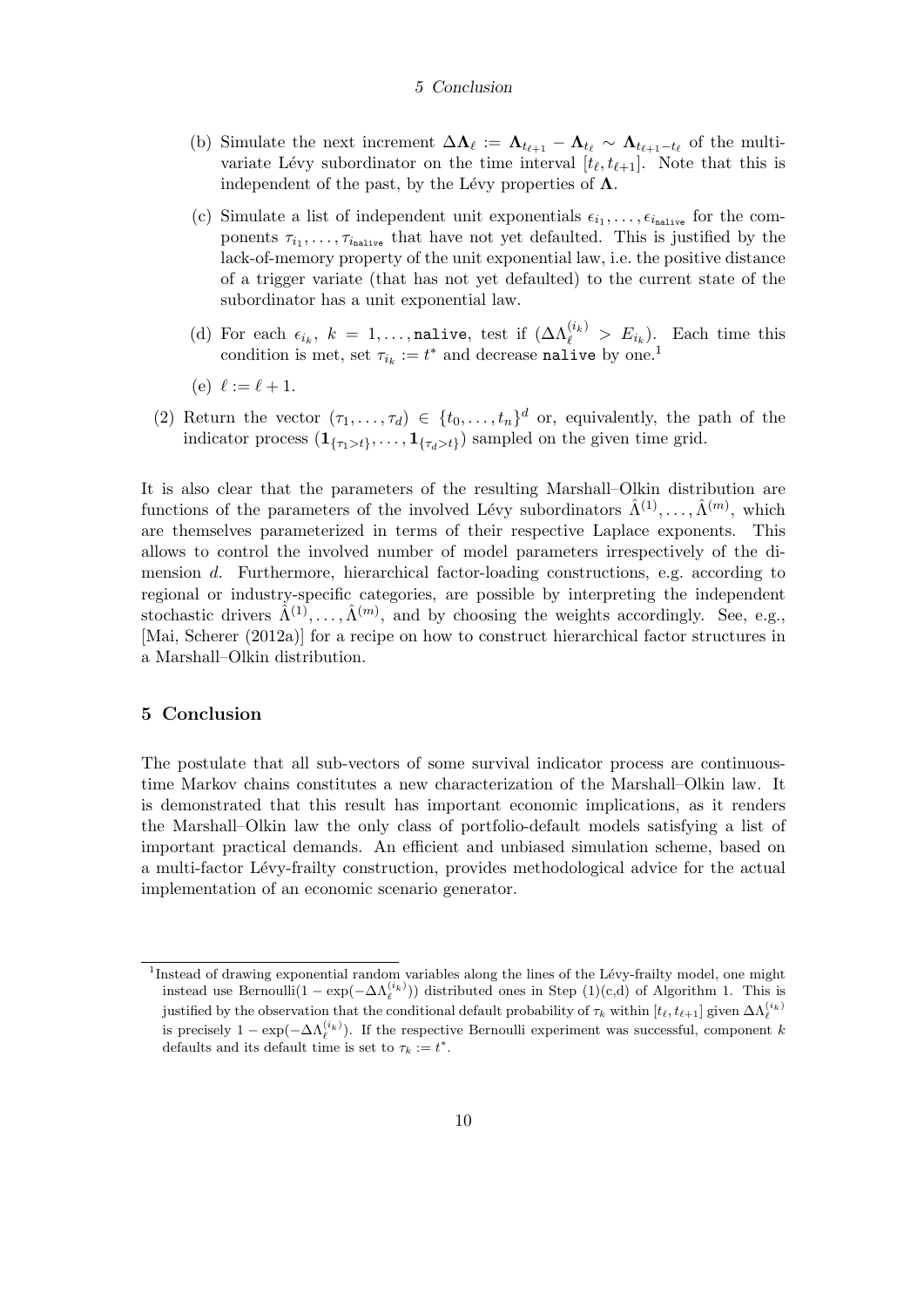(b) Simulate the next increment $\Delta \boldsymbol{\Lambda}_\ell := \boldsymbol{\Lambda}_{t_{\ell+1}} - \boldsymbol{\Lambda}_{t_\ell} \sim \boldsymbol{\Lambda}_{t_{\ell+1}-t_\ell}$ of the multivariate Lévy subordinator on the time interval $[t_\ell, t_{\ell+1}]$. Note that this is independent of the past, by the Lévy properties of $\boldsymbol{\Lambda}$.

(c) Simulate a list of independent unit exponentials $\epsilon_{i_1}, \ldots, \epsilon_{i_{\texttt{nalive}}}$ for the components $\tau_{i_1}, \ldots, \tau_{i_{\texttt{nalive}}}$ that have not yet defaulted. This is justified by the lack-of-memory property of the unit exponential law, i.e. the positive distance of a trigger variate (that has not yet defaulted) to the current state of the subordinator has a unit exponential law.

(d) For each $\epsilon_{i_k}$, $k = 1, \ldots, \texttt{nalive}$, test if $(\Delta \Lambda_\ell^{(i_k)} > E_{i_k})$. Each time this condition is met, set $\tau_{i_k} := t^*$ and decrease `nalive` by one.[1]

(e) $\ell := \ell + 1$.

(2) Return the vector $(\tau_1, \ldots, \tau_d) \in \{t_0, \ldots, t_n\}^d$ or, equivalently, the path of the indicator process $(\mathbf{1}_{\{\tau_1 > t\}}, \ldots, \mathbf{1}_{\{\tau_d > t\}})$ sampled on the given time grid.

It is also clear that the parameters of the resulting Marshall–Olkin distribution are functions of the parameters of the involved Lévy subordinators $\hat{\Lambda}^{(1)}, \ldots, \hat{\Lambda}^{(m)}$, which are themselves parameterized in terms of their respective Laplace exponents. This allows to control the involved number of model parameters irrespectively of the dimension $d$. Furthermore, hierarchical factor-loading constructions, e.g. according to regional or industry-specific categories, are possible by interpreting the independent stochastic drivers $\hat{\Lambda}^{(1)}, \ldots, \hat{\Lambda}^{(m)}$, and by choosing the weights accordingly. See, e.g., [Mai, Scherer (2012a)] for a recipe on how to construct hierarchical factor structures in a Marshall–Olkin distribution.

## 5 Conclusion

The postulate that all sub-vectors of some survival indicator process are continuous-time Markov chains constitutes a new characterization of the Marshall–Olkin law. It is demonstrated that this result has important economic implications, as it renders the Marshall–Olkin law the only class of portfolio-default models satisfying a list of important practical demands. An efficient and unbiased simulation scheme, based on a multi-factor Lévy-frailty construction, provides methodological advice for the actual implementation of an economic scenario generator.

---

[1] Instead of drawing exponential random variables along the lines of the Lévy-frailty model, one might instead use Bernoulli$(1 - \exp(-\Delta \Lambda_\ell^{(i_k)}))$ distributed ones in Step (1)(c,d) of Algorithm 1. This is justified by the observation that the conditional default probability of $\tau_k$ within $[t_\ell, t_{\ell+1}]$ given $\Delta \Lambda_\ell^{(i_k)}$ is precisely $1 - \exp(-\Delta \Lambda_\ell^{(i_k)})$. If the respective Bernoulli experiment was successful, component $k$ defaults and its default time is set to $\tau_k := t^*$.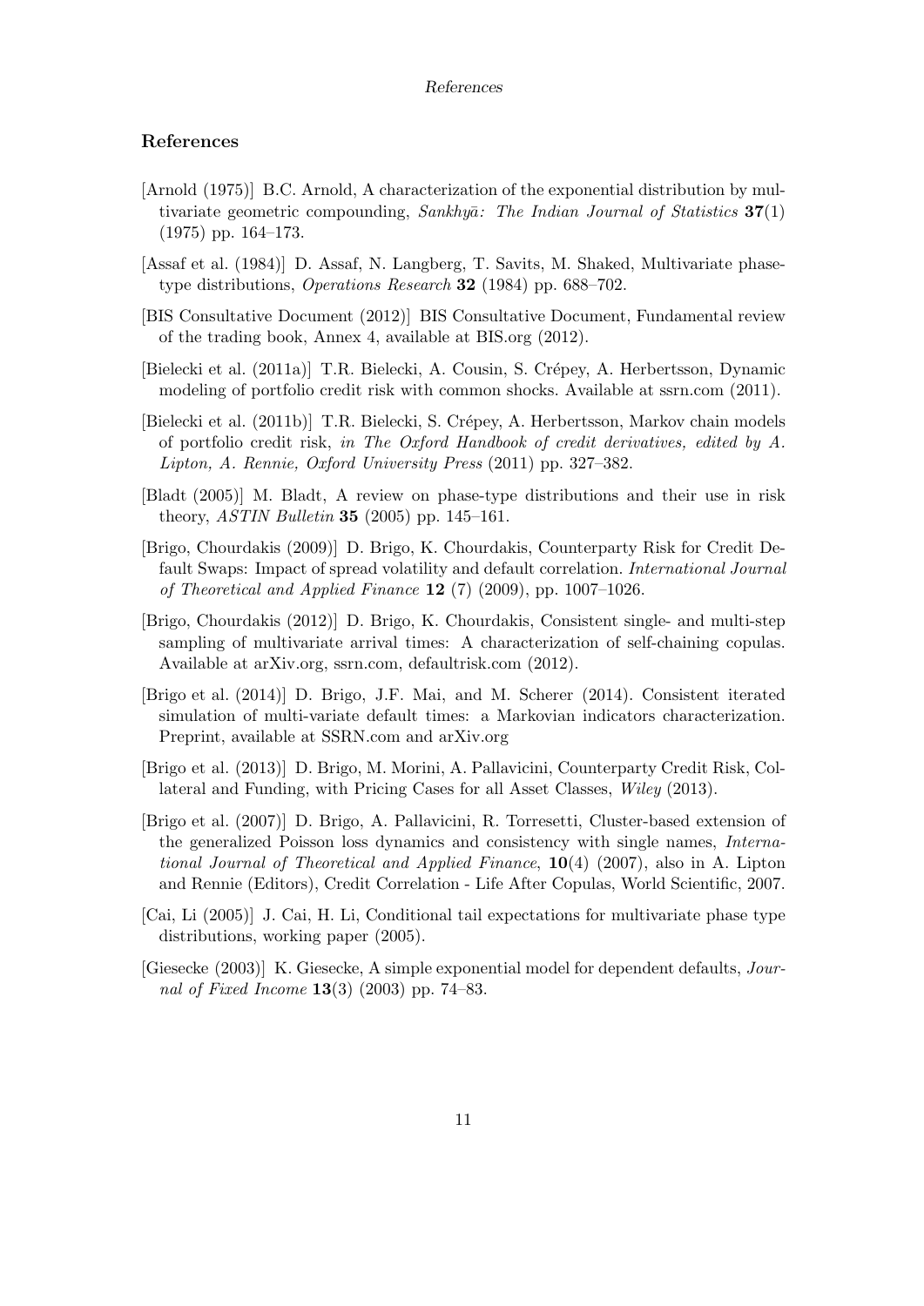## References

[Arnold (1975)] B.C. Arnold, A characterization of the exponential distribution by multivariate geometric compounding, *Sankhyā: The Indian Journal of Statistics* **37**(1) (1975) pp. 164–173.

[Assaf et al. (1984)] D. Assaf, N. Langberg, T. Savits, M. Shaked, Multivariate phase-type distributions, *Operations Research* **32** (1984) pp. 688–702.

[BIS Consultative Document (2012)] BIS Consultative Document, Fundamental review of the trading book, Annex 4, available at BIS.org (2012).

[Bielecki et al. (2011a)] T.R. Bielecki, A. Cousin, S. Crépey, A. Herbertsson, Dynamic modeling of portfolio credit risk with common shocks. Available at ssrn.com (2011).

[Bielecki et al. (2011b)] T.R. Bielecki, S. Crépey, A. Herbertsson, Markov chain models of portfolio credit risk, *in The Oxford Handbook of credit derivatives, edited by A. Lipton, A. Rennie, Oxford University Press* (2011) pp. 327–382.

[Bladt (2005)] M. Bladt, A review on phase-type distributions and their use in risk theory, *ASTIN Bulletin* **35** (2005) pp. 145–161.

[Brigo, Chourdakis (2009)] D. Brigo, K. Chourdakis, Counterparty Risk for Credit Default Swaps: Impact of spread volatility and default correlation. *International Journal of Theoretical and Applied Finance* **12** (7) (2009), pp. 1007–1026.

[Brigo, Chourdakis (2012)] D. Brigo, K. Chourdakis, Consistent single- and multi-step sampling of multivariate arrival times: A characterization of self-chaining copulas. Available at arXiv.org, ssrn.com, defaultrisk.com (2012).

[Brigo et al. (2014)] D. Brigo, J.F. Mai, and M. Scherer (2014). Consistent iterated simulation of multi-variate default times: a Markovian indicators characterization. Preprint, available at SSRN.com and arXiv.org

[Brigo et al. (2013)] D. Brigo, M. Morini, A. Pallavicini, Counterparty Credit Risk, Collateral and Funding, with Pricing Cases for all Asset Classes, *Wiley* (2013).

[Brigo et al. (2007)] D. Brigo, A. Pallavicini, R. Torresetti, Cluster-based extension of the generalized Poisson loss dynamics and consistency with single names, *International Journal of Theoretical and Applied Finance*, **10**(4) (2007), also in A. Lipton and Rennie (Editors), Credit Correlation - Life After Copulas, World Scientific, 2007.

[Cai, Li (2005)] J. Cai, H. Li, Conditional tail expectations for multivariate phase type distributions, working paper (2005).

[Giesecke (2003)] K. Giesecke, A simple exponential model for dependent defaults, *Journal of Fixed Income* **13**(3) (2003) pp. 74–83.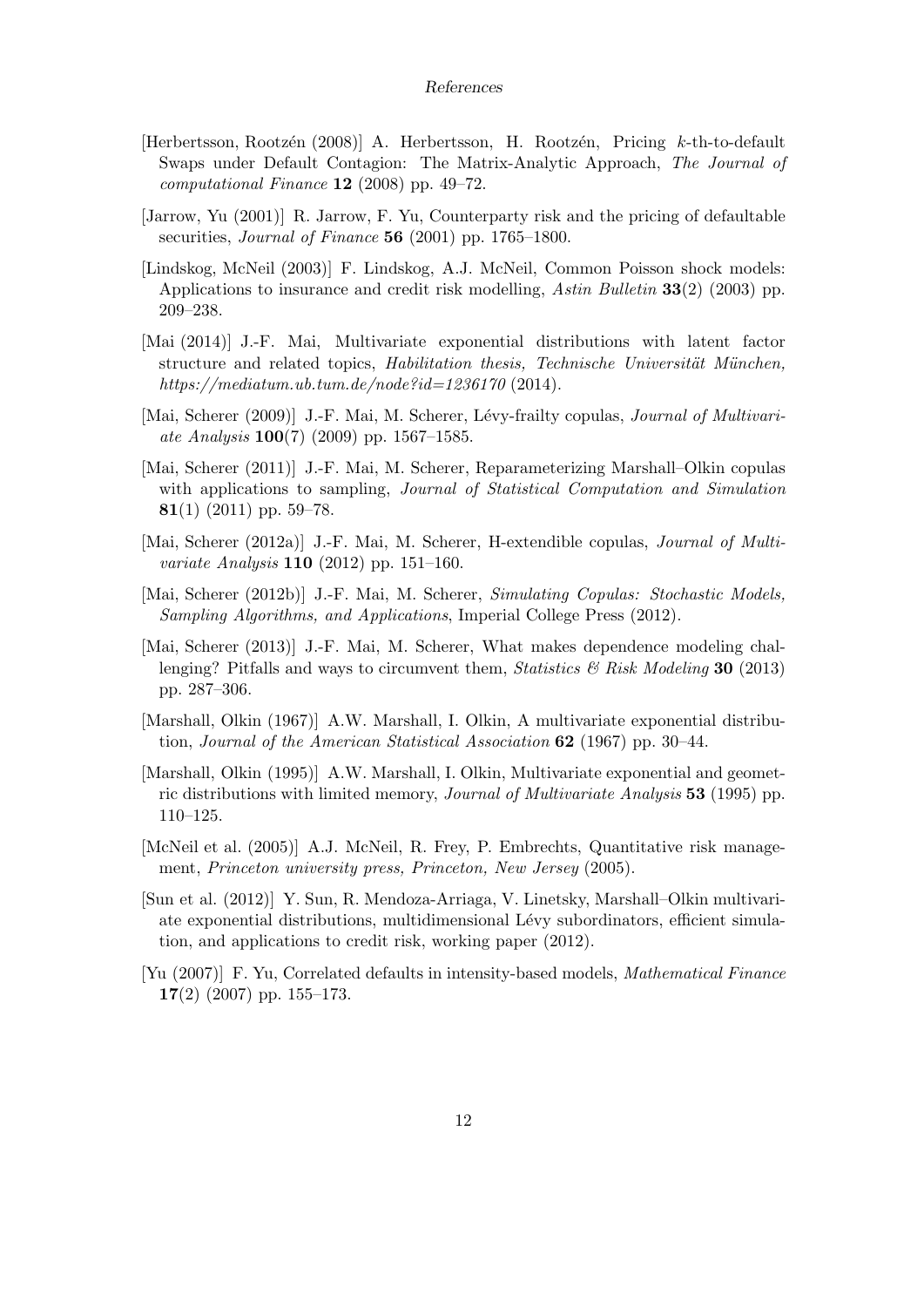[Herbertsson, Rootzén (2008)] A. Herbertsson, H. Rootzén, Pricing $k$-th-to-default Swaps under Default Contagion: The Matrix-Analytic Approach, *The Journal of computational Finance* **12** (2008) pp. 49–72.

[Jarrow, Yu (2001)] R. Jarrow, F. Yu, Counterparty risk and the pricing of defaultable securities, *Journal of Finance* **56** (2001) pp. 1765–1800.

[Lindskog, McNeil (2003)] F. Lindskog, A.J. McNeil, Common Poisson shock models: Applications to insurance and credit risk modelling, *Astin Bulletin* **33**(2) (2003) pp. 209–238.

[Mai (2014)] J.-F. Mai, Multivariate exponential distributions with latent factor structure and related topics, *Habilitation thesis, Technische Universität München, https://mediatum.ub.tum.de/node?id=1236170* (2014).

[Mai, Scherer (2009)] J.-F. Mai, M. Scherer, Lévy-frailty copulas, *Journal of Multivariate Analysis* **100**(7) (2009) pp. 1567–1585.

[Mai, Scherer (2011)] J.-F. Mai, M. Scherer, Reparameterizing Marshall–Olkin copulas with applications to sampling, *Journal of Statistical Computation and Simulation* **81**(1) (2011) pp. 59–78.

[Mai, Scherer (2012a)] J.-F. Mai, M. Scherer, H-extendible copulas, *Journal of Multivariate Analysis* **110** (2012) pp. 151–160.

[Mai, Scherer (2012b)] J.-F. Mai, M. Scherer, *Simulating Copulas: Stochastic Models, Sampling Algorithms, and Applications*, Imperial College Press (2012).

[Mai, Scherer (2013)] J.-F. Mai, M. Scherer, What makes dependence modeling challenging? Pitfalls and ways to circumvent them, *Statistics & Risk Modeling* **30** (2013) pp. 287–306.

[Marshall, Olkin (1967)] A.W. Marshall, I. Olkin, A multivariate exponential distribution, *Journal of the American Statistical Association* **62** (1967) pp. 30–44.

[Marshall, Olkin (1995)] A.W. Marshall, I. Olkin, Multivariate exponential and geometric distributions with limited memory, *Journal of Multivariate Analysis* **53** (1995) pp. 110–125.

[McNeil et al. (2005)] A.J. McNeil, R. Frey, P. Embrechts, Quantitative risk management, *Princeton university press, Princeton, New Jersey* (2005).

[Sun et al. (2012)] Y. Sun, R. Mendoza-Arriaga, V. Linetsky, Marshall–Olkin multivariate exponential distributions, multidimensional Lévy subordinators, efficient simulation, and applications to credit risk, working paper (2012).

[Yu (2007)] F. Yu, Correlated defaults in intensity-based models, *Mathematical Finance* **17**(2) (2007) pp. 155–173.